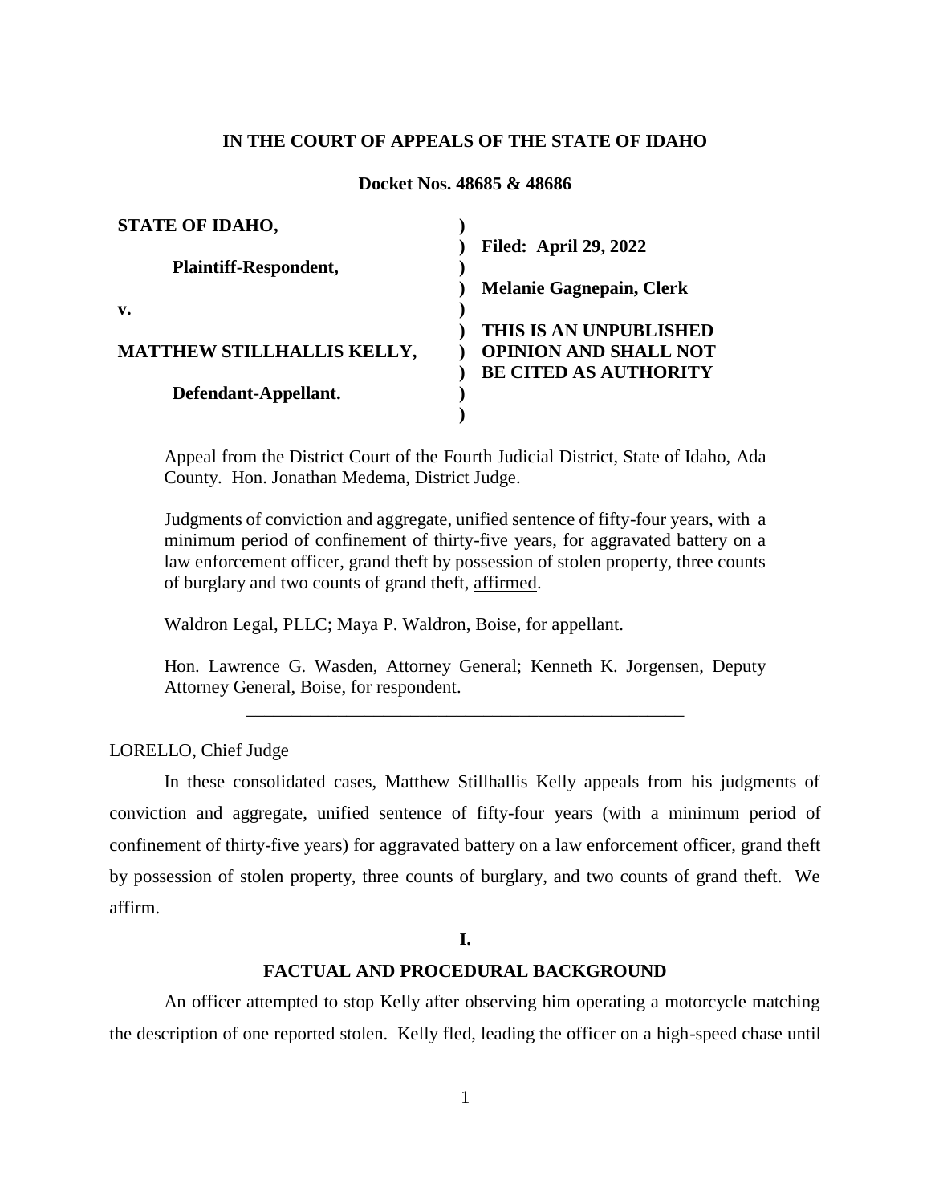**IN THE COURT OF APPEALS OF THE STATE OF IDAHO**

**Docket Nos. 48685 & 48686**

| | |
|---|---|
| **STATE OF IDAHO,** | |
| **Plaintiff-Respondent,** | **Filed: April 29, 2022** |
| **v.** | **Melanie Gagnepain, Clerk** |
| **MATTHEW STILLHALLIS KELLY,** | **THIS IS AN UNPUBLISHED OPINION AND SHALL NOT BE CITED AS AUTHORITY** |
| **Defendant-Appellant.** | |

Appeal from the District Court of the Fourth Judicial District, State of Idaho, Ada County. Hon. Jonathan Medema, District Judge.

Judgments of conviction and aggregate, unified sentence of fifty-four years, with a minimum period of confinement of thirty-five years, for aggravated battery on a law enforcement officer, grand theft by possession of stolen property, three counts of burglary and two counts of grand theft, affirmed.

Waldron Legal, PLLC; Maya P. Waldron, Boise, for appellant.

Hon. Lawrence G. Wasden, Attorney General; Kenneth K. Jorgensen, Deputy Attorney General, Boise, for respondent.

---

LORELLO, Chief Judge

In these consolidated cases, Matthew Stillhallis Kelly appeals from his judgments of conviction and aggregate, unified sentence of fifty-four years (with a minimum period of confinement of thirty-five years) for aggravated battery on a law enforcement officer, grand theft by possession of stolen property, three counts of burglary, and two counts of grand theft. We affirm.

## I.

## FACTUAL AND PROCEDURAL BACKGROUND

An officer attempted to stop Kelly after observing him operating a motorcycle matching the description of one reported stolen. Kelly fled, leading the officer on a high-speed chase until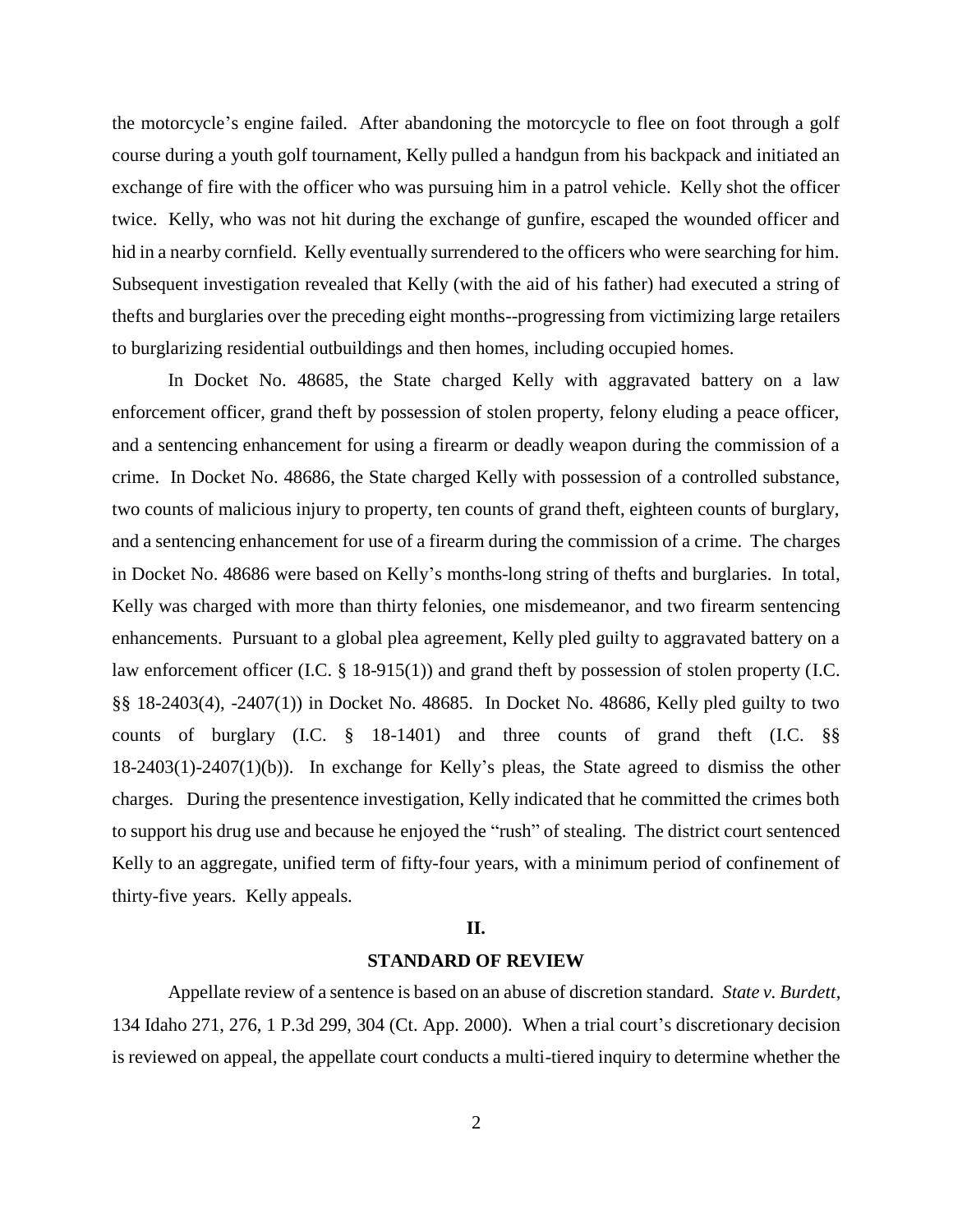the motorcycle's engine failed. After abandoning the motorcycle to flee on foot through a golf course during a youth golf tournament, Kelly pulled a handgun from his backpack and initiated an exchange of fire with the officer who was pursuing him in a patrol vehicle. Kelly shot the officer twice. Kelly, who was not hit during the exchange of gunfire, escaped the wounded officer and hid in a nearby cornfield. Kelly eventually surrendered to the officers who were searching for him. Subsequent investigation revealed that Kelly (with the aid of his father) had executed a string of thefts and burglaries over the preceding eight months--progressing from victimizing large retailers to burglarizing residential outbuildings and then homes, including occupied homes.

In Docket No. 48685, the State charged Kelly with aggravated battery on a law enforcement officer, grand theft by possession of stolen property, felony eluding a peace officer, and a sentencing enhancement for using a firearm or deadly weapon during the commission of a crime. In Docket No. 48686, the State charged Kelly with possession of a controlled substance, two counts of malicious injury to property, ten counts of grand theft, eighteen counts of burglary, and a sentencing enhancement for use of a firearm during the commission of a crime. The charges in Docket No. 48686 were based on Kelly's months-long string of thefts and burglaries. In total, Kelly was charged with more than thirty felonies, one misdemeanor, and two firearm sentencing enhancements. Pursuant to a global plea agreement, Kelly pled guilty to aggravated battery on a law enforcement officer (I.C. § 18-915(1)) and grand theft by possession of stolen property (I.C. §§ 18-2403(4), -2407(1)) in Docket No. 48685. In Docket No. 48686, Kelly pled guilty to two counts of burglary (I.C. § 18-1401) and three counts of grand theft (I.C. §§ 18-2403(1)-2407(1)(b)). In exchange for Kelly's pleas, the State agreed to dismiss the other charges. During the presentence investigation, Kelly indicated that he committed the crimes both to support his drug use and because he enjoyed the "rush" of stealing. The district court sentenced Kelly to an aggregate, unified term of fifty-four years, with a minimum period of confinement of thirty-five years. Kelly appeals.

## II.

## STANDARD OF REVIEW

Appellate review of a sentence is based on an abuse of discretion standard. *State v. Burdett*, 134 Idaho 271, 276, 1 P.3d 299, 304 (Ct. App. 2000). When a trial court's discretionary decision is reviewed on appeal, the appellate court conducts a multi-tiered inquiry to determine whether the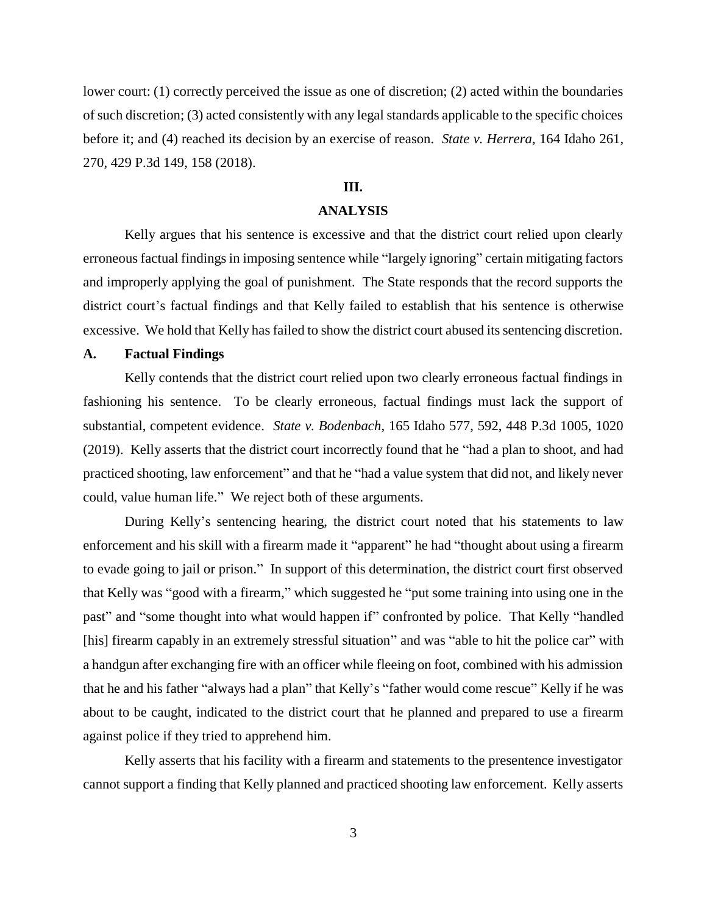lower court: (1) correctly perceived the issue as one of discretion; (2) acted within the boundaries of such discretion; (3) acted consistently with any legal standards applicable to the specific choices before it; and (4) reached its decision by an exercise of reason. *State v. Herrera*, 164 Idaho 261, 270, 429 P.3d 149, 158 (2018).

## III.

## ANALYSIS

Kelly argues that his sentence is excessive and that the district court relied upon clearly erroneous factual findings in imposing sentence while "largely ignoring" certain mitigating factors and improperly applying the goal of punishment. The State responds that the record supports the district court's factual findings and that Kelly failed to establish that his sentence is otherwise excessive. We hold that Kelly has failed to show the district court abused its sentencing discretion.

### A. Factual Findings

Kelly contends that the district court relied upon two clearly erroneous factual findings in fashioning his sentence. To be clearly erroneous, factual findings must lack the support of substantial, competent evidence. *State v. Bodenbach*, 165 Idaho 577, 592, 448 P.3d 1005, 1020 (2019). Kelly asserts that the district court incorrectly found that he "had a plan to shoot, and had practiced shooting, law enforcement" and that he "had a value system that did not, and likely never could, value human life." We reject both of these arguments.

During Kelly's sentencing hearing, the district court noted that his statements to law enforcement and his skill with a firearm made it "apparent" he had "thought about using a firearm to evade going to jail or prison." In support of this determination, the district court first observed that Kelly was "good with a firearm," which suggested he "put some training into using one in the past" and "some thought into what would happen if" confronted by police. That Kelly "handled [his] firearm capably in an extremely stressful situation" and was "able to hit the police car" with a handgun after exchanging fire with an officer while fleeing on foot, combined with his admission that he and his father "always had a plan" that Kelly's "father would come rescue" Kelly if he was about to be caught, indicated to the district court that he planned and prepared to use a firearm against police if they tried to apprehend him.

Kelly asserts that his facility with a firearm and statements to the presentence investigator cannot support a finding that Kelly planned and practiced shooting law enforcement. Kelly asserts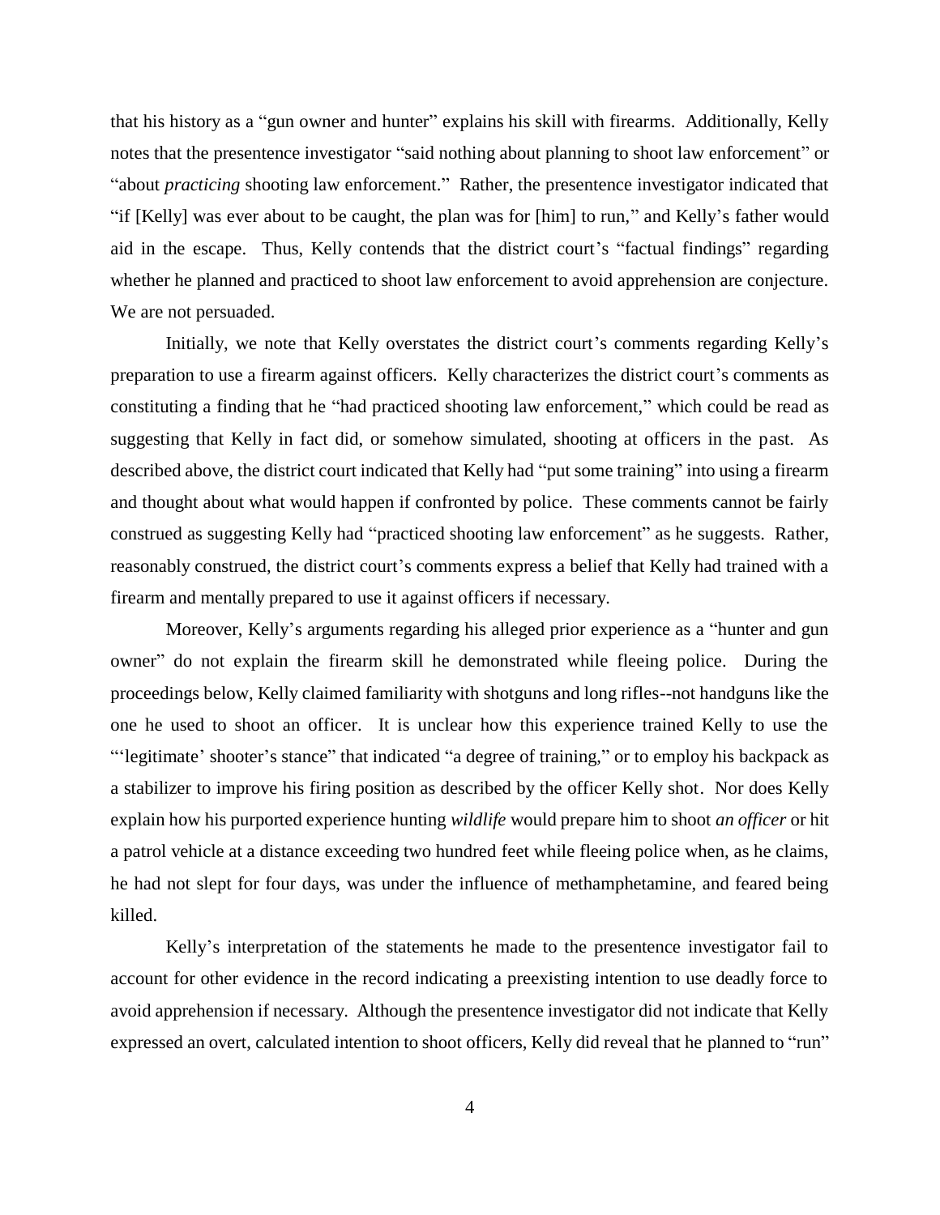that his history as a "gun owner and hunter" explains his skill with firearms. Additionally, Kelly notes that the presentence investigator "said nothing about planning to shoot law enforcement" or "about *practicing* shooting law enforcement." Rather, the presentence investigator indicated that "if [Kelly] was ever about to be caught, the plan was for [him] to run," and Kelly's father would aid in the escape. Thus, Kelly contends that the district court's "factual findings" regarding whether he planned and practiced to shoot law enforcement to avoid apprehension are conjecture. We are not persuaded.

Initially, we note that Kelly overstates the district court's comments regarding Kelly's preparation to use a firearm against officers. Kelly characterizes the district court's comments as constituting a finding that he "had practiced shooting law enforcement," which could be read as suggesting that Kelly in fact did, or somehow simulated, shooting at officers in the past. As described above, the district court indicated that Kelly had "put some training" into using a firearm and thought about what would happen if confronted by police. These comments cannot be fairly construed as suggesting Kelly had "practiced shooting law enforcement" as he suggests. Rather, reasonably construed, the district court's comments express a belief that Kelly had trained with a firearm and mentally prepared to use it against officers if necessary.

Moreover, Kelly's arguments regarding his alleged prior experience as a "hunter and gun owner" do not explain the firearm skill he demonstrated while fleeing police. During the proceedings below, Kelly claimed familiarity with shotguns and long rifles--not handguns like the one he used to shoot an officer. It is unclear how this experience trained Kelly to use the "'legitimate' shooter's stance" that indicated "a degree of training," or to employ his backpack as a stabilizer to improve his firing position as described by the officer Kelly shot. Nor does Kelly explain how his purported experience hunting *wildlife* would prepare him to shoot *an officer* or hit a patrol vehicle at a distance exceeding two hundred feet while fleeing police when, as he claims, he had not slept for four days, was under the influence of methamphetamine, and feared being killed.

Kelly's interpretation of the statements he made to the presentence investigator fail to account for other evidence in the record indicating a preexisting intention to use deadly force to avoid apprehension if necessary. Although the presentence investigator did not indicate that Kelly expressed an overt, calculated intention to shoot officers, Kelly did reveal that he planned to "run"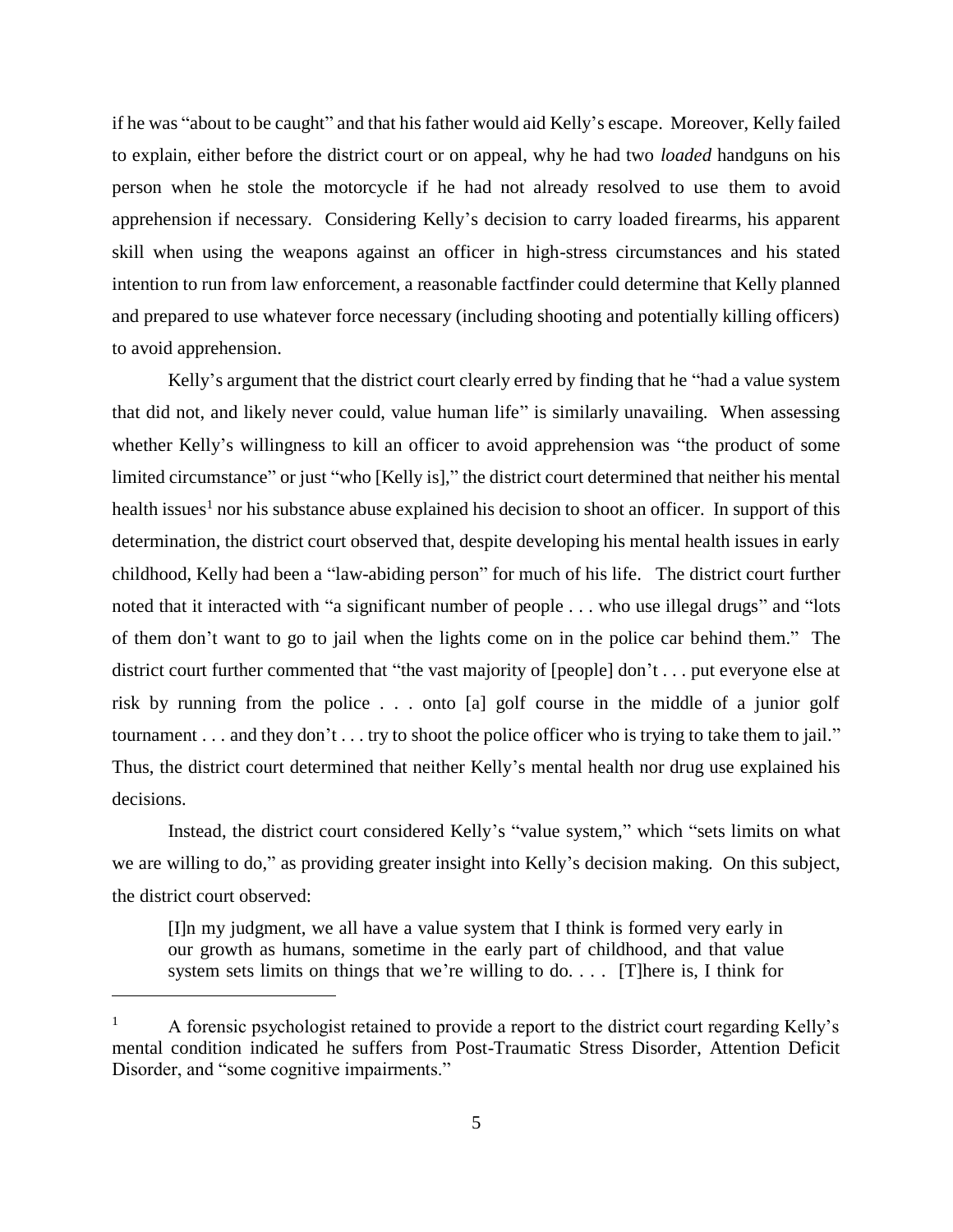if he was "about to be caught" and that his father would aid Kelly's escape. Moreover, Kelly failed to explain, either before the district court or on appeal, why he had two *loaded* handguns on his person when he stole the motorcycle if he had not already resolved to use them to avoid apprehension if necessary. Considering Kelly's decision to carry loaded firearms, his apparent skill when using the weapons against an officer in high-stress circumstances and his stated intention to run from law enforcement, a reasonable factfinder could determine that Kelly planned and prepared to use whatever force necessary (including shooting and potentially killing officers) to avoid apprehension.

Kelly's argument that the district court clearly erred by finding that he "had a value system that did not, and likely never could, value human life" is similarly unavailing. When assessing whether Kelly's willingness to kill an officer to avoid apprehension was "the product of some limited circumstance" or just "who [Kelly is]," the district court determined that neither his mental health issues[1] nor his substance abuse explained his decision to shoot an officer. In support of this determination, the district court observed that, despite developing his mental health issues in early childhood, Kelly had been a "law-abiding person" for much of his life. The district court further noted that it interacted with "a significant number of people . . . who use illegal drugs" and "lots of them don't want to go to jail when the lights come on in the police car behind them." The district court further commented that "the vast majority of [people] don't . . . put everyone else at risk by running from the police . . . onto [a] golf course in the middle of a junior golf tournament . . . and they don't . . . try to shoot the police officer who is trying to take them to jail." Thus, the district court determined that neither Kelly's mental health nor drug use explained his decisions.

Instead, the district court considered Kelly's "value system," which "sets limits on what we are willing to do," as providing greater insight into Kelly's decision making. On this subject, the district court observed:

> [I]n my judgment, we all have a value system that I think is formed very early in our growth as humans, sometime in the early part of childhood, and that value system sets limits on things that we're willing to do. . . . [T]here is, I think for

---

[1] A forensic psychologist retained to provide a report to the district court regarding Kelly's mental condition indicated he suffers from Post-Traumatic Stress Disorder, Attention Deficit Disorder, and "some cognitive impairments."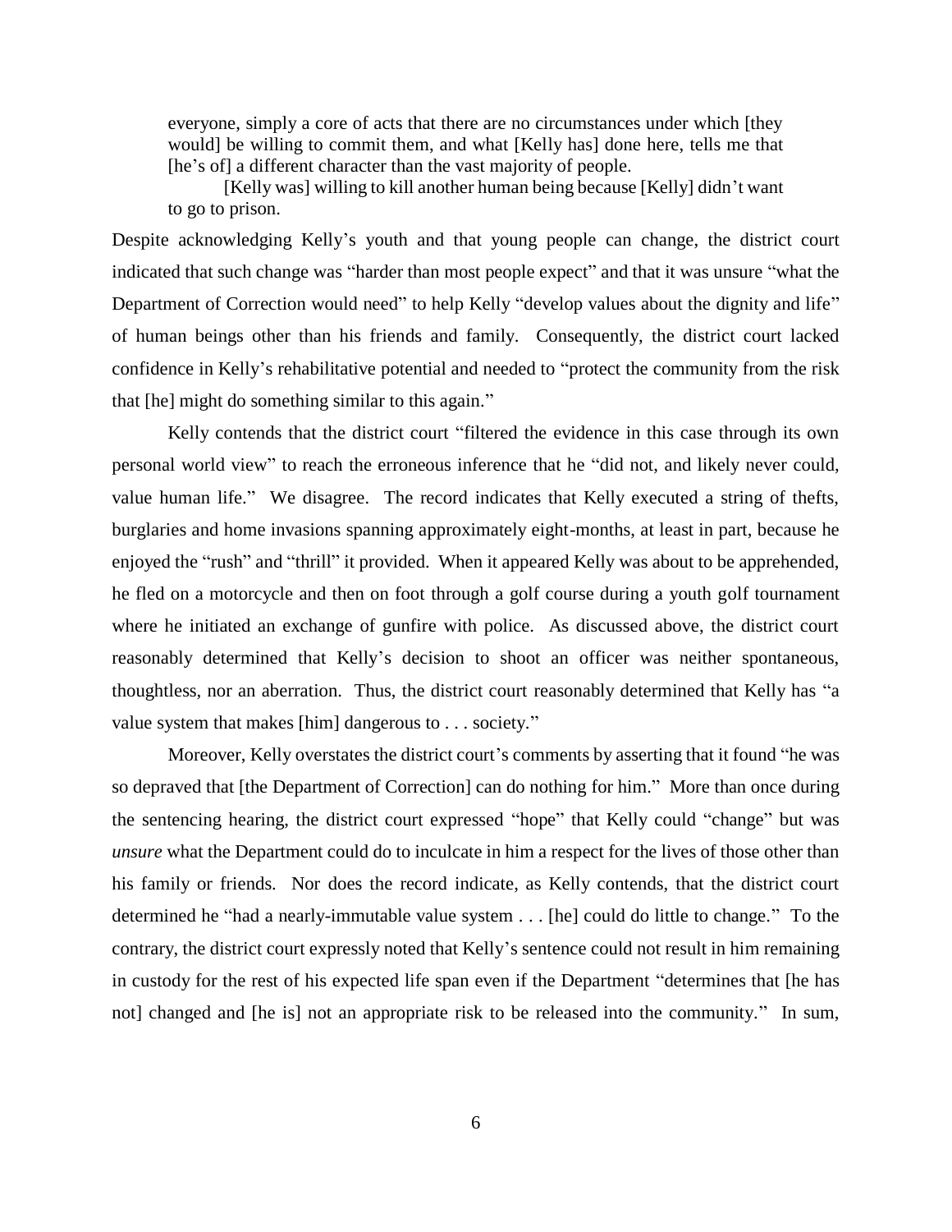> everyone, simply a core of acts that there are no circumstances under which [they would] be willing to commit them, and what [Kelly has] done here, tells me that [he's of] a different character than the vast majority of people.
>
> [Kelly was] willing to kill another human being because [Kelly] didn't want to go to prison.

Despite acknowledging Kelly's youth and that young people can change, the district court indicated that such change was "harder than most people expect" and that it was unsure "what the Department of Correction would need" to help Kelly "develop values about the dignity and life" of human beings other than his friends and family. Consequently, the district court lacked confidence in Kelly's rehabilitative potential and needed to "protect the community from the risk that [he] might do something similar to this again."

Kelly contends that the district court "filtered the evidence in this case through its own personal world view" to reach the erroneous inference that he "did not, and likely never could, value human life." We disagree. The record indicates that Kelly executed a string of thefts, burglaries and home invasions spanning approximately eight-months, at least in part, because he enjoyed the "rush" and "thrill" it provided. When it appeared Kelly was about to be apprehended, he fled on a motorcycle and then on foot through a golf course during a youth golf tournament where he initiated an exchange of gunfire with police. As discussed above, the district court reasonably determined that Kelly's decision to shoot an officer was neither spontaneous, thoughtless, nor an aberration. Thus, the district court reasonably determined that Kelly has "a value system that makes [him] dangerous to . . . society."

Moreover, Kelly overstates the district court's comments by asserting that it found "he was so depraved that [the Department of Correction] can do nothing for him." More than once during the sentencing hearing, the district court expressed "hope" that Kelly could "change" but was *unsure* what the Department could do to inculcate in him a respect for the lives of those other than his family or friends. Nor does the record indicate, as Kelly contends, that the district court determined he "had a nearly-immutable value system . . . [he] could do little to change." To the contrary, the district court expressly noted that Kelly's sentence could not result in him remaining in custody for the rest of his expected life span even if the Department "determines that [he has not] changed and [he is] not an appropriate risk to be released into the community." In sum,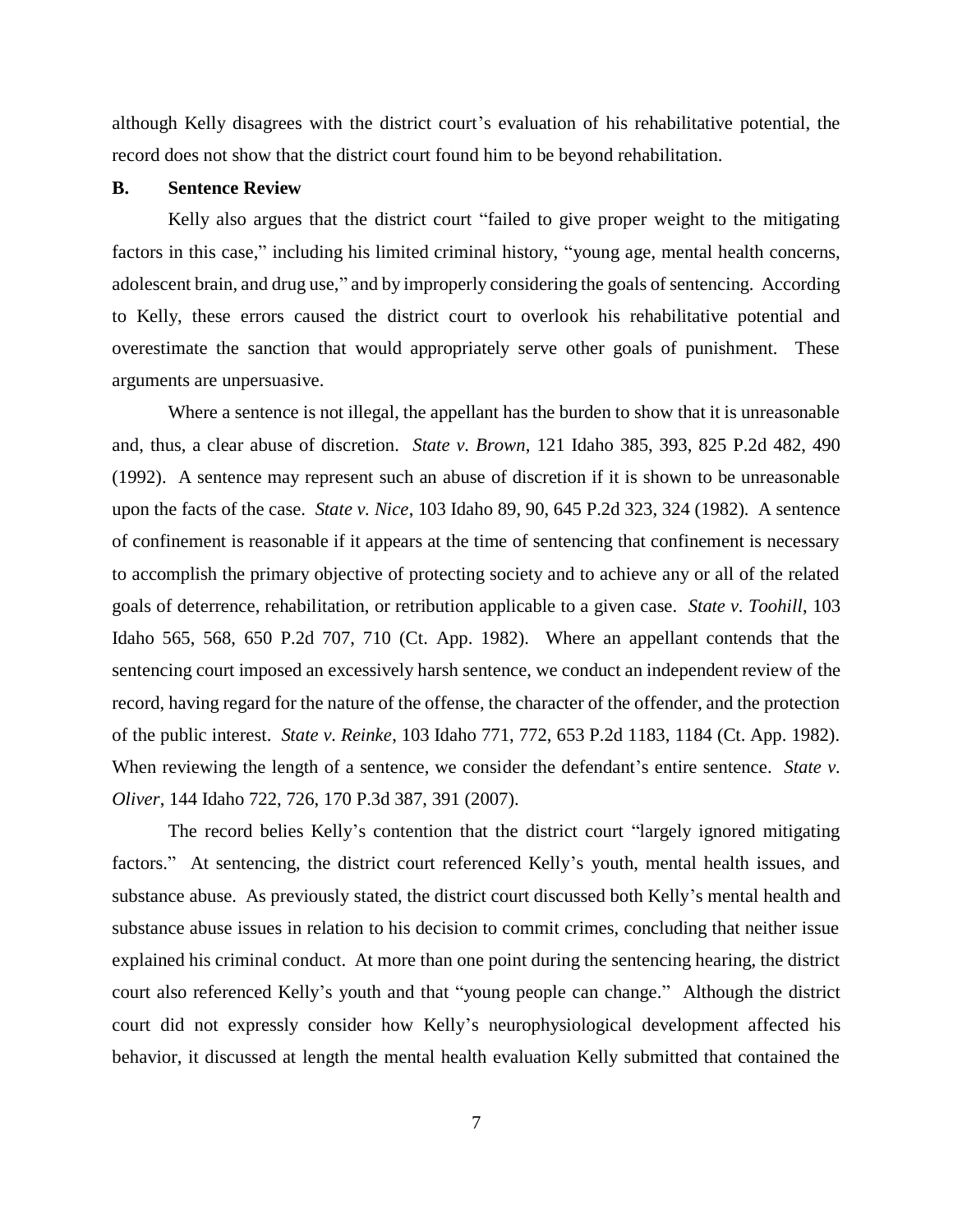although Kelly disagrees with the district court's evaluation of his rehabilitative potential, the record does not show that the district court found him to be beyond rehabilitation.

### B. Sentence Review

Kelly also argues that the district court "failed to give proper weight to the mitigating factors in this case," including his limited criminal history, "young age, mental health concerns, adolescent brain, and drug use," and by improperly considering the goals of sentencing. According to Kelly, these errors caused the district court to overlook his rehabilitative potential and overestimate the sanction that would appropriately serve other goals of punishment. These arguments are unpersuasive.

Where a sentence is not illegal, the appellant has the burden to show that it is unreasonable and, thus, a clear abuse of discretion. *State v. Brown*, 121 Idaho 385, 393, 825 P.2d 482, 490 (1992). A sentence may represent such an abuse of discretion if it is shown to be unreasonable upon the facts of the case. *State v. Nice*, 103 Idaho 89, 90, 645 P.2d 323, 324 (1982). A sentence of confinement is reasonable if it appears at the time of sentencing that confinement is necessary to accomplish the primary objective of protecting society and to achieve any or all of the related goals of deterrence, rehabilitation, or retribution applicable to a given case. *State v. Toohill*, 103 Idaho 565, 568, 650 P.2d 707, 710 (Ct. App. 1982). Where an appellant contends that the sentencing court imposed an excessively harsh sentence, we conduct an independent review of the record, having regard for the nature of the offense, the character of the offender, and the protection of the public interest. *State v. Reinke*, 103 Idaho 771, 772, 653 P.2d 1183, 1184 (Ct. App. 1982). When reviewing the length of a sentence, we consider the defendant's entire sentence. *State v. Oliver*, 144 Idaho 722, 726, 170 P.3d 387, 391 (2007).

The record belies Kelly's contention that the district court "largely ignored mitigating factors." At sentencing, the district court referenced Kelly's youth, mental health issues, and substance abuse. As previously stated, the district court discussed both Kelly's mental health and substance abuse issues in relation to his decision to commit crimes, concluding that neither issue explained his criminal conduct. At more than one point during the sentencing hearing, the district court also referenced Kelly's youth and that "young people can change." Although the district court did not expressly consider how Kelly's neurophysiological development affected his behavior, it discussed at length the mental health evaluation Kelly submitted that contained the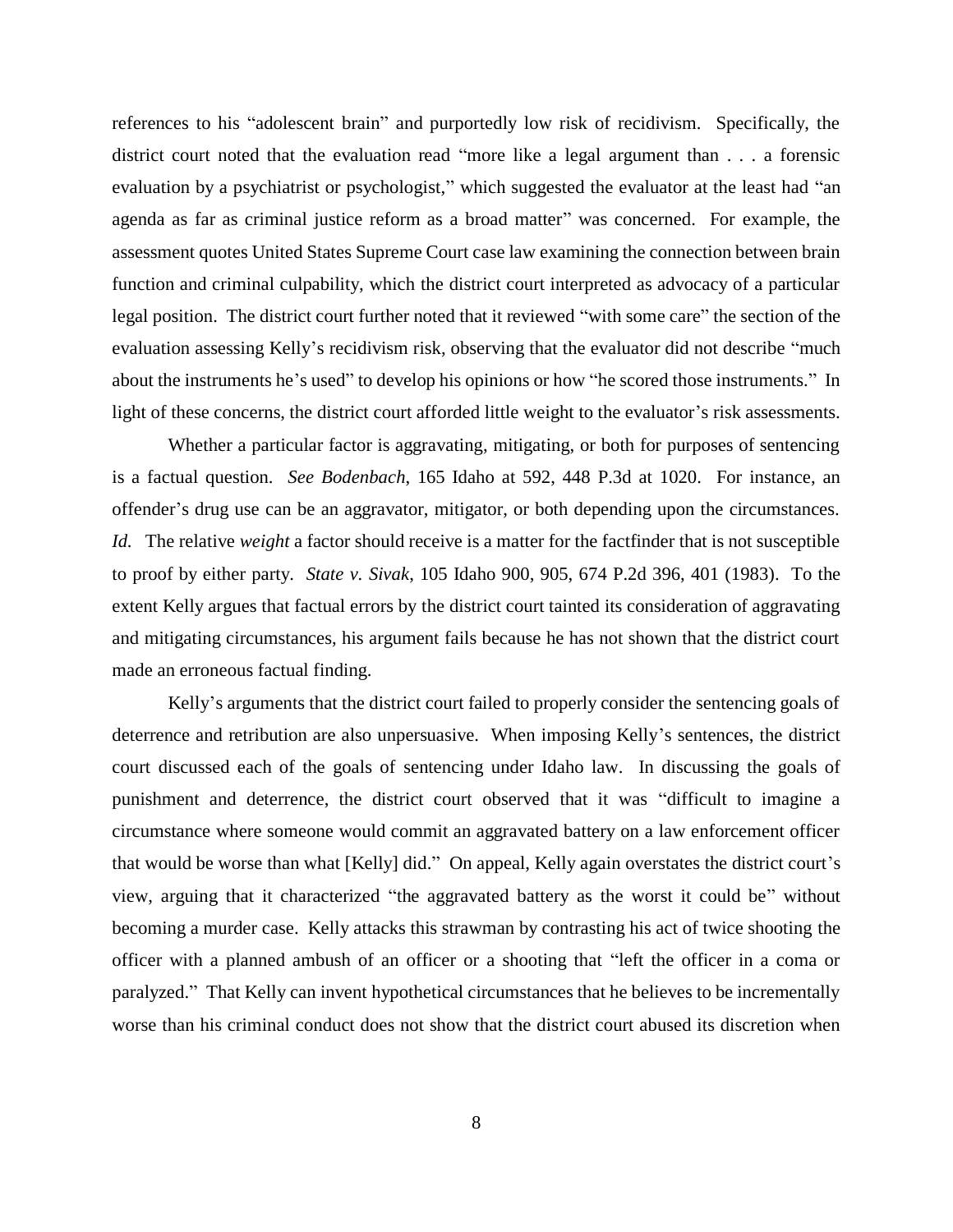references to his "adolescent brain" and purportedly low risk of recidivism. Specifically, the district court noted that the evaluation read "more like a legal argument than . . . a forensic evaluation by a psychiatrist or psychologist," which suggested the evaluator at the least had "an agenda as far as criminal justice reform as a broad matter" was concerned. For example, the assessment quotes United States Supreme Court case law examining the connection between brain function and criminal culpability, which the district court interpreted as advocacy of a particular legal position. The district court further noted that it reviewed "with some care" the section of the evaluation assessing Kelly's recidivism risk, observing that the evaluator did not describe "much about the instruments he's used" to develop his opinions or how "he scored those instruments." In light of these concerns, the district court afforded little weight to the evaluator's risk assessments.

Whether a particular factor is aggravating, mitigating, or both for purposes of sentencing is a factual question. *See Bodenbach*, 165 Idaho at 592, 448 P.3d at 1020. For instance, an offender's drug use can be an aggravator, mitigator, or both depending upon the circumstances. *Id.* The relative *weight* a factor should receive is a matter for the factfinder that is not susceptible to proof by either party. *State v. Sivak*, 105 Idaho 900, 905, 674 P.2d 396, 401 (1983). To the extent Kelly argues that factual errors by the district court tainted its consideration of aggravating and mitigating circumstances, his argument fails because he has not shown that the district court made an erroneous factual finding.

Kelly's arguments that the district court failed to properly consider the sentencing goals of deterrence and retribution are also unpersuasive. When imposing Kelly's sentences, the district court discussed each of the goals of sentencing under Idaho law. In discussing the goals of punishment and deterrence, the district court observed that it was "difficult to imagine a circumstance where someone would commit an aggravated battery on a law enforcement officer that would be worse than what [Kelly] did." On appeal, Kelly again overstates the district court's view, arguing that it characterized "the aggravated battery as the worst it could be" without becoming a murder case. Kelly attacks this strawman by contrasting his act of twice shooting the officer with a planned ambush of an officer or a shooting that "left the officer in a coma or paralyzed." That Kelly can invent hypothetical circumstances that he believes to be incrementally worse than his criminal conduct does not show that the district court abused its discretion when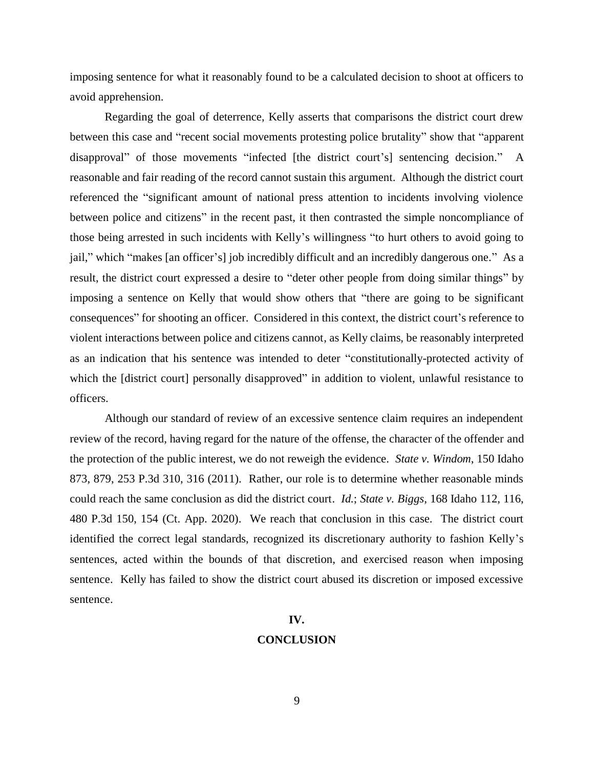imposing sentence for what it reasonably found to be a calculated decision to shoot at officers to avoid apprehension.

Regarding the goal of deterrence, Kelly asserts that comparisons the district court drew between this case and "recent social movements protesting police brutality" show that "apparent disapproval" of those movements "infected [the district court's] sentencing decision." A reasonable and fair reading of the record cannot sustain this argument. Although the district court referenced the "significant amount of national press attention to incidents involving violence between police and citizens" in the recent past, it then contrasted the simple noncompliance of those being arrested in such incidents with Kelly's willingness "to hurt others to avoid going to jail," which "makes [an officer's] job incredibly difficult and an incredibly dangerous one." As a result, the district court expressed a desire to "deter other people from doing similar things" by imposing a sentence on Kelly that would show others that "there are going to be significant consequences" for shooting an officer. Considered in this context, the district court's reference to violent interactions between police and citizens cannot, as Kelly claims, be reasonably interpreted as an indication that his sentence was intended to deter "constitutionally-protected activity of which the [district court] personally disapproved" in addition to violent, unlawful resistance to officers.

Although our standard of review of an excessive sentence claim requires an independent review of the record, having regard for the nature of the offense, the character of the offender and the protection of the public interest, we do not reweigh the evidence. *State v. Windom*, 150 Idaho 873, 879, 253 P.3d 310, 316 (2011). Rather, our role is to determine whether reasonable minds could reach the same conclusion as did the district court. *Id.*; *State v. Biggs*, 168 Idaho 112, 116, 480 P.3d 150, 154 (Ct. App. 2020). We reach that conclusion in this case. The district court identified the correct legal standards, recognized its discretionary authority to fashion Kelly's sentences, acted within the bounds of that discretion, and exercised reason when imposing sentence. Kelly has failed to show the district court abused its discretion or imposed excessive sentence.

## IV.
## CONCLUSION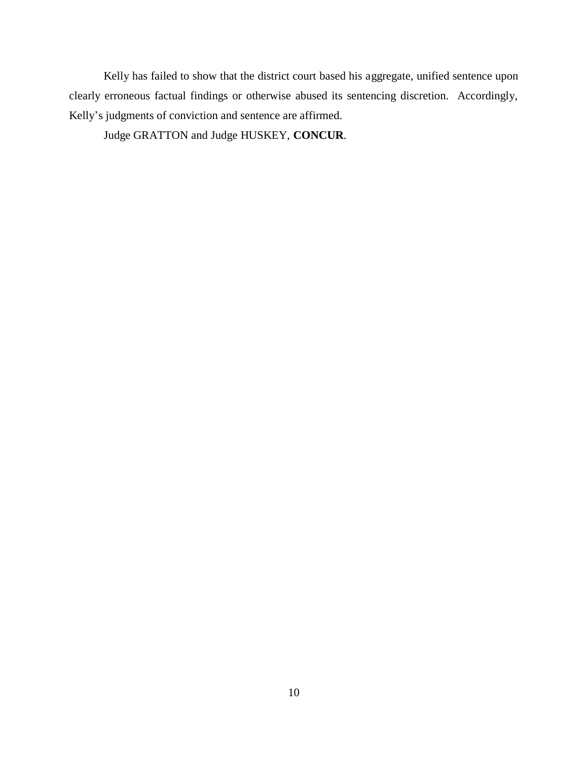Kelly has failed to show that the district court based his aggregate, unified sentence upon clearly erroneous factual findings or otherwise abused its sentencing discretion. Accordingly, Kelly's judgments of conviction and sentence are affirmed.

Judge GRATTON and Judge HUSKEY, **CONCUR**.